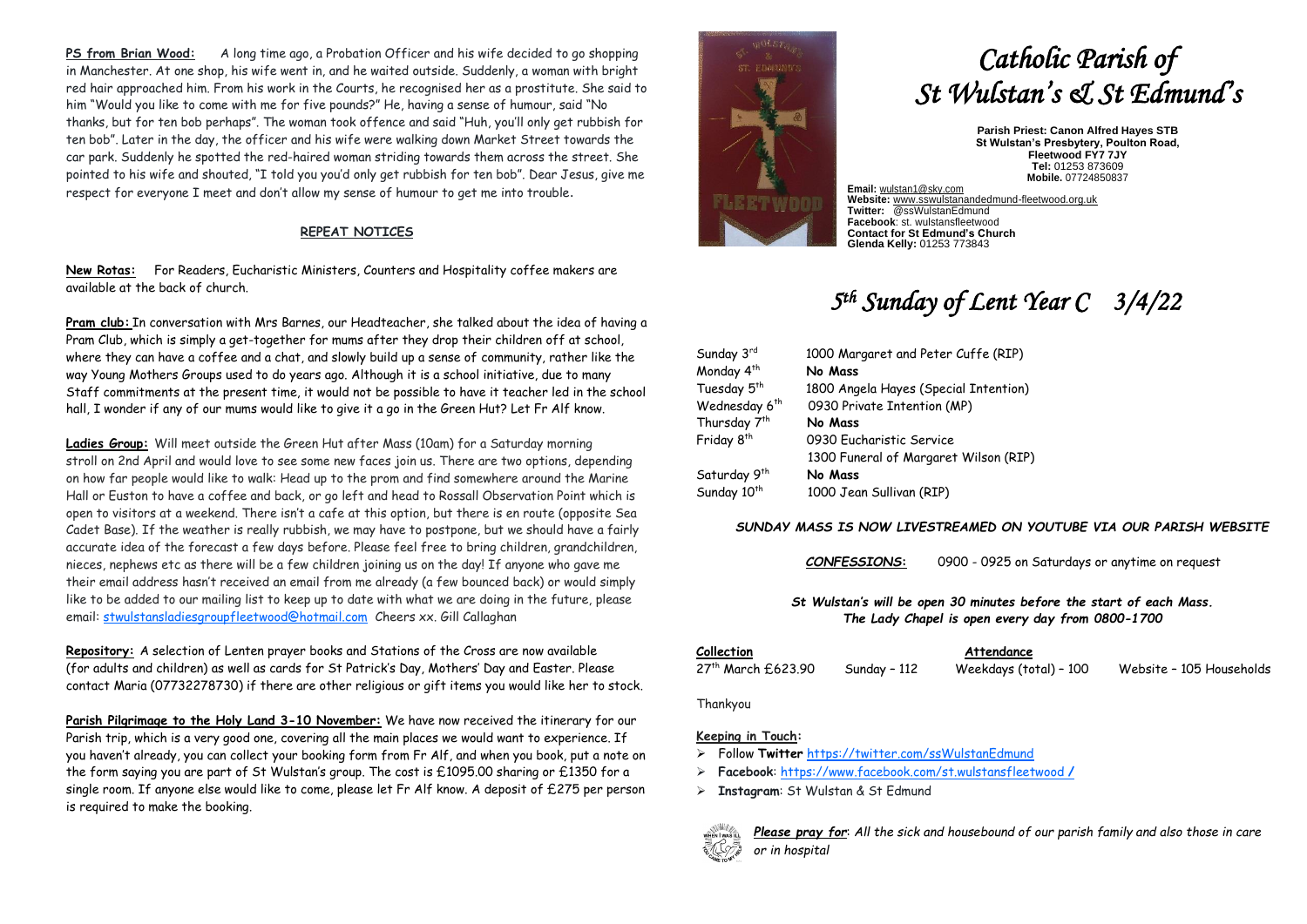**PS from Brian Wood:** A long time ago, a Probation Officer and his wife decided to go shopping in Manchester. At one shop, his wife went in, and he waited outside. Suddenly, a woman with bright red hair approached him. From his work in the Courts, he recognised her as a prostitute. She said to him "Would you like to come with me for five pounds?" He, having a sense of humour, said "No thanks, but for ten bob perhaps". The woman took offence and said "Huh, you'll only get rubbish for ten bob". Later in the day, the officer and his wife were walking down Market Street towards the car park. Suddenly he spotted the red-haired woman striding towards them across the street. She pointed to his wife and shouted, "I told you you'd only get rubbish for ten bob". Dear Jesus, give me respect for everyone I meet and don't allow my sense of humour to get me into trouble.

**REPEAT NOTICES**

**New Rotas:** For Readers, Eucharistic Ministers, Counters and Hospitality coffee makers are available at the back of church.

**Pram club:** In conversation with Mrs Barnes, our Headteacher, she talked about the idea of having a Pram Club, which is simply a get-together for mums after they drop their children off at school, where they can have a coffee and a chat, and slowly build up a sense of community, rather like the way Young Mothers Groups used to do years ago. Although it is a school initiative, due to many Staff commitments at the present time, it would not be possible to have it teacher led in the school hall, I wonder if any of our mums would like to give it a go in the Green Hut? Let Fr Alf know.

**Ladies Group:** Will meet outside the Green Hut after Mass (10am) for a Saturday morning stroll on 2nd April and would love to see some new faces join us. There are two options, depending on how far people would like to walk: Head up to the prom and find somewhere around the Marine Hall or Euston to have a coffee and back, or go left and head to Rossall Observation Point which is open to visitors at a weekend. There isn't a cafe at this option, but there is en route (opposite Sea Cadet Base). If the weather is really rubbish, we may have to postpone, but we should have a fairly accurate idea of the forecast a few days before. Please feel free to bring children, grandchildren, nieces, nephews etc as there will be a few children joining us on the day! If anyone who gave me their email address hasn't received an email from me already (a few bounced back) or would simply like to be added to our mailing list to keep up to date with what we are doing in the future, please email: stwulstansladiesgroupfleetwood@hotmail.com Cheers xx. Gill Callaghan

**Repository:** A selection of Lenten prayer books and Stations of the Cross are now available (for adults and children) as well as cards for St Patrick's Day, Mothers' Day and Easter. Please contact Maria (07732278730) if there are other religious or gift items you would like her to stock.

**Parish Pilgrimage to the Holy Land 3-10 November:** We have now received the itinerary for our Parish trip, which is a very good one, covering all the main places we would want to experience. If you haven't already, you can collect your booking form from Fr Alf, and when you book, put a note on the form saying you are part of St Wulstan's group. The cost is £1095.00 sharing or £1350 for a single room. If anyone else would like to come, please let Fr Alf know. A deposit of £275 per person is required to make the booking.

# *Catholic Parish of St Wulstan's & St Edmund's*

**Parish Priest: Canon Alfred Hayes STB**
**St Wulstan's Presbytery, Poulton Road, Fleetwood FY7 7JY**
**Tel:** 01253 873609
**Mobile.** 07724850837

**Email:** wulstan1@sky.com
**Website:** www.sswulstanandedmund-fleetwood.org.uk
**Twitter:** @ssWulstanEdmund
**Facebook**: st. wulstansfleetwood
**Contact for St Edmund's Church**
**Glenda Kelly:** 01253 773843

## *5th Sunday of Lent Year C 3/4/22*

| | |
|---|---|
| Sunday 3rd | 1000 Margaret and Peter Cuffe (RIP) |
| Monday 4th | **No Mass** |
| Tuesday 5th | 1800 Angela Hayes (Special Intention) |
| Wednesday 6th | 0930 Private Intention (MP) |
| Thursday 7th | **No Mass** |
| Friday 8th | 0930 Eucharistic Service |
| | 1300 Funeral of Margaret Wilson (RIP) |
| Saturday 9th | **No Mass** |
| Sunday 10th | 1000 Jean Sullivan (RIP) |

***SUNDAY MASS IS NOW LIVESTREAMED ON YOUTUBE VIA OUR PARISH WEBSITE***

***CONFESSIONS:*** 0900 - 0925 on Saturdays or anytime on request

***St Wulstan's will be open 30 minutes before the start of each Mass.***
***The Lady Chapel is open every day from 0800-1700***

| **Collection** | | **Attendance** | |
|---|---|---|---|
| 27th March £623.90 | Sunday – 112 | Weekdays (total) – 100 | Website – 105 Households |

Thankyou

**Keeping in Touch:**

- Follow **Twitter** https://twitter.com/ssWulstanEdmund
- **Facebook**: https://www.facebook.com/st.wulstansfleetwood /
- **Instagram**: St Wulstan & St Edmund

***Please pray for***: *All the sick and housebound of our parish family and also those in care or in hospital*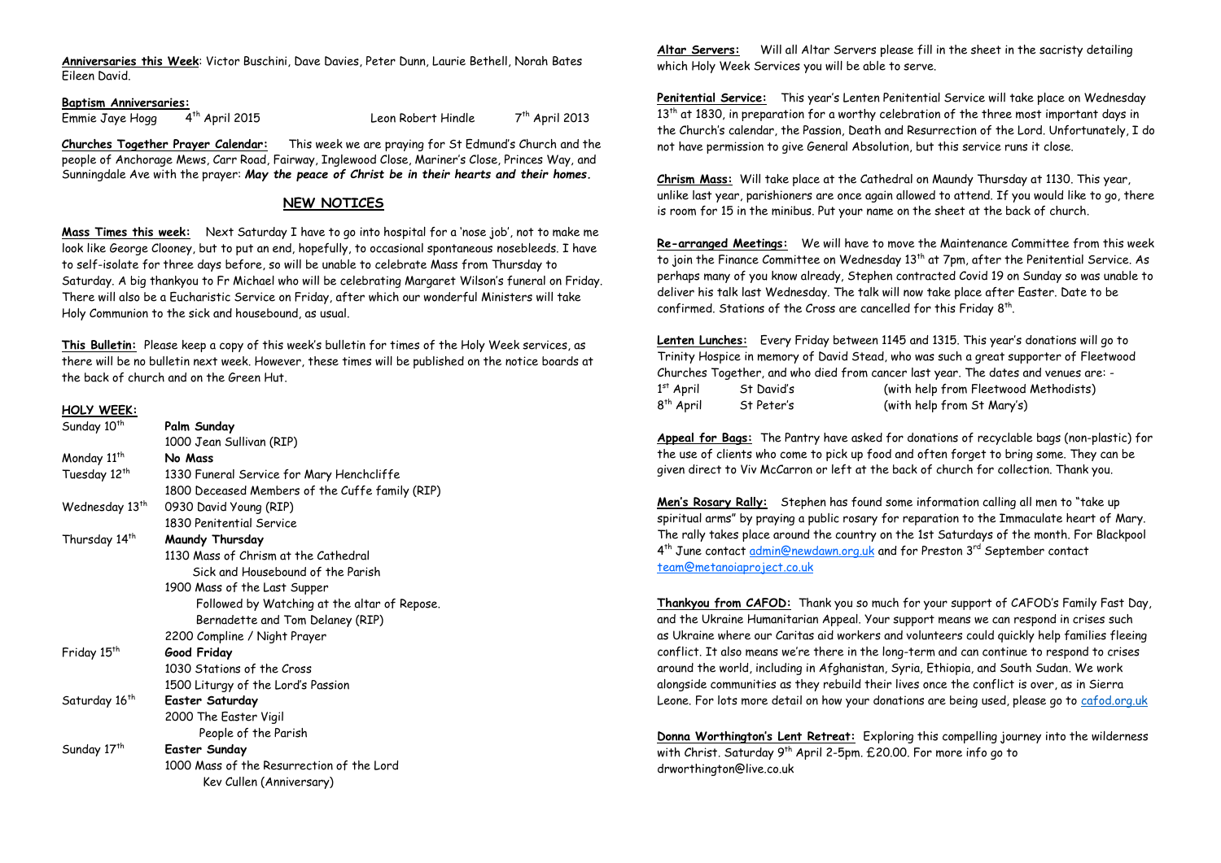**Anniversaries this Week**: Victor Buschini, Dave Davies, Peter Dunn, Laurie Bethell, Norah Bates Eileen David.

**Baptism Anniversaries:**

| | | | |
|---|---|---|---|
| Emmie Jaye Hogg | 4th April 2015 | Leon Robert Hindle | 7th April 2013 |

**Churches Together Prayer Calendar:** This week we are praying for St Edmund's Church and the people of Anchorage Mews, Carr Road, Fairway, Inglewood Close, Mariner's Close, Princes Way, and Sunningdale Ave with the prayer: ***May the peace of Christ be in their hearts and their homes.***

## NEW NOTICES

**Mass Times this week:** Next Saturday I have to go into hospital for a 'nose job', not to make me look like George Clooney, but to put an end, hopefully, to occasional spontaneous nosebleeds. I have to self-isolate for three days before, so will be unable to celebrate Mass from Thursday to Saturday. A big thankyou to Fr Michael who will be celebrating Margaret Wilson's funeral on Friday. There will also be a Eucharistic Service on Friday, after which our wonderful Ministers will take Holy Communion to the sick and housebound, as usual.

**This Bulletin:** Please keep a copy of this week's bulletin for times of the Holy Week services, as there will be no bulletin next week. However, these times will be published on the notice boards at the back of church and on the Green Hut.

**HOLY WEEK:**

| | |
|---|---|
| Sunday 10th | **Palm Sunday** |
| | 1000 Jean Sullivan (RIP) |
| Monday 11th | **No Mass** |
| Tuesday 12th | 1330 Funeral Service for Mary Henchcliffe |
| | 1800 Deceased Members of the Cuffe family (RIP) |
| Wednesday 13th | 0930 David Young (RIP) |
| | 1830 Penitential Service |
| Thursday 14th | **Maundy Thursday** |
| | 1130 Mass of Chrism at the Cathedral |
| | Sick and Housebound of the Parish |
| | 1900 Mass of the Last Supper |
| | Followed by Watching at the altar of Repose. |
| | Bernadette and Tom Delaney (RIP) |
| | 2200 Compline / Night Prayer |
| Friday 15th | **Good Friday** |
| | 1030 Stations of the Cross |
| | 1500 Liturgy of the Lord's Passion |
| Saturday 16th | **Easter Saturday** |
| | 2000 The Easter Vigil |
| | People of the Parish |
| Sunday 17th | **Easter Sunday** |
| | 1000 Mass of the Resurrection of the Lord |
| | Kev Cullen (Anniversary) |

**Altar Servers:** Will all Altar Servers please fill in the sheet in the sacristy detailing which Holy Week Services you will be able to serve.

**Penitential Service:** This year's Lenten Penitential Service will take place on Wednesday 13th at 1830, in preparation for a worthy celebration of the three most important days in the Church's calendar, the Passion, Death and Resurrection of the Lord. Unfortunately, I do not have permission to give General Absolution, but this service runs it close.

**Chrism Mass:** Will take place at the Cathedral on Maundy Thursday at 1130. This year, unlike last year, parishioners are once again allowed to attend. If you would like to go, there is room for 15 in the minibus. Put your name on the sheet at the back of church.

**Re-arranged Meetings:** We will have to move the Maintenance Committee from this week to join the Finance Committee on Wednesday 13th at 7pm, after the Penitential Service. As perhaps many of you know already, Stephen contracted Covid 19 on Sunday so was unable to deliver his talk last Wednesday. The talk will now take place after Easter. Date to be confirmed. Stations of the Cross are cancelled for this Friday 8th.

**Lenten Lunches:** Every Friday between 1145 and 1315. This year's donations will go to Trinity Hospice in memory of David Stead, who was such a great supporter of Fleetwood Churches Together, and who died from cancer last year. The dates and venues are: -

| | | |
|---|---|---|
| 1st April | St David's | (with help from Fleetwood Methodists) |
| 8th April | St Peter's | (with help from St Mary's) |

**Appeal for Bags:** The Pantry have asked for donations of recyclable bags (non-plastic) for the use of clients who come to pick up food and often forget to bring some. They can be given direct to Viv McCarron or left at the back of church for collection. Thank you.

**Men's Rosary Rally:** Stephen has found some information calling all men to "take up spiritual arms" by praying a public rosary for reparation to the Immaculate heart of Mary. The rally takes place around the country on the 1st Saturdays of the month. For Blackpool 4th June contact admin@newdawn.org.uk and for Preston 3rd September contact team@metanoiaproject.co.uk

**Thankyou from CAFOD:** Thank you so much for your support of CAFOD's Family Fast Day, and the Ukraine Humanitarian Appeal. Your support means we can respond in crises such as Ukraine where our Caritas aid workers and volunteers could quickly help families fleeing conflict. It also means we're there in the long-term and can continue to respond to crises around the world, including in Afghanistan, Syria, Ethiopia, and South Sudan. We work alongside communities as they rebuild their lives once the conflict is over, as in Sierra Leone. For lots more detail on how your donations are being used, please go to cafod.org.uk

**Donna Worthington's Lent Retreat:** Exploring this compelling journey into the wilderness with Christ. Saturday 9th April 2-5pm. £20.00. For more info go to drworthington@live.co.uk